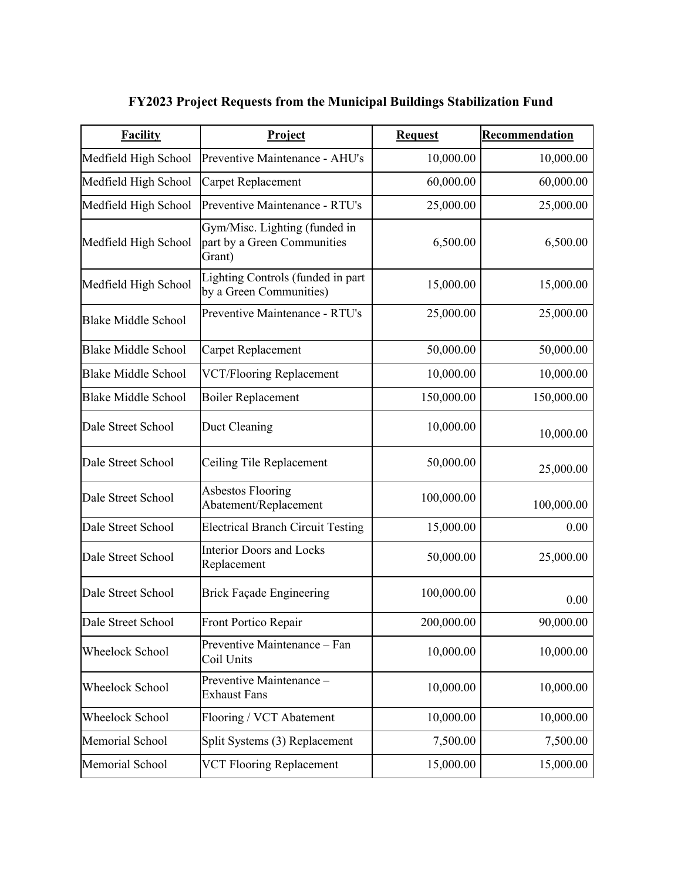# FY2023 Project Requests from the Municipal Buildings Stabilization Fund

| Facility | Project | Request | Recommendation |
|---|---|---:|---:|
| Medfield High School | Preventive Maintenance - AHU's | 10,000.00 | 10,000.00 |
| Medfield High School | Carpet Replacement | 60,000.00 | 60,000.00 |
| Medfield High School | Preventive Maintenance - RTU's | 25,000.00 | 25,000.00 |
| Medfield High School | Gym/Misc. Lighting (funded in part by a Green Communities Grant) | 6,500.00 | 6,500.00 |
| Medfield High School | Lighting Controls (funded in part by a Green Communities) | 15,000.00 | 15,000.00 |
| Blake Middle School | Preventive Maintenance - RTU's | 25,000.00 | 25,000.00 |
| Blake Middle School | Carpet Replacement | 50,000.00 | 50,000.00 |
| Blake Middle School | VCT/Flooring Replacement | 10,000.00 | 10,000.00 |
| Blake Middle School | Boiler Replacement | 150,000.00 | 150,000.00 |
| Dale Street School | Duct Cleaning | 10,000.00 | 10,000.00 |
| Dale Street School | Ceiling Tile Replacement | 50,000.00 | 25,000.00 |
| Dale Street School | Asbestos Flooring Abatement/Replacement | 100,000.00 | 100,000.00 |
| Dale Street School | Electrical Branch Circuit Testing | 15,000.00 | 0.00 |
| Dale Street School | Interior Doors and Locks Replacement | 50,000.00 | 25,000.00 |
| Dale Street School | Brick Façade Engineering | 100,000.00 | 0.00 |
| Dale Street School | Front Portico Repair | 200,000.00 | 90,000.00 |
| Wheelock School | Preventive Maintenance – Fan Coil Units | 10,000.00 | 10,000.00 |
| Wheelock School | Preventive Maintenance – Exhaust Fans | 10,000.00 | 10,000.00 |
| Wheelock School | Flooring / VCT Abatement | 10,000.00 | 10,000.00 |
| Memorial School | Split Systems (3) Replacement | 7,500.00 | 7,500.00 |
| Memorial School | VCT Flooring Replacement | 15,000.00 | 15,000.00 |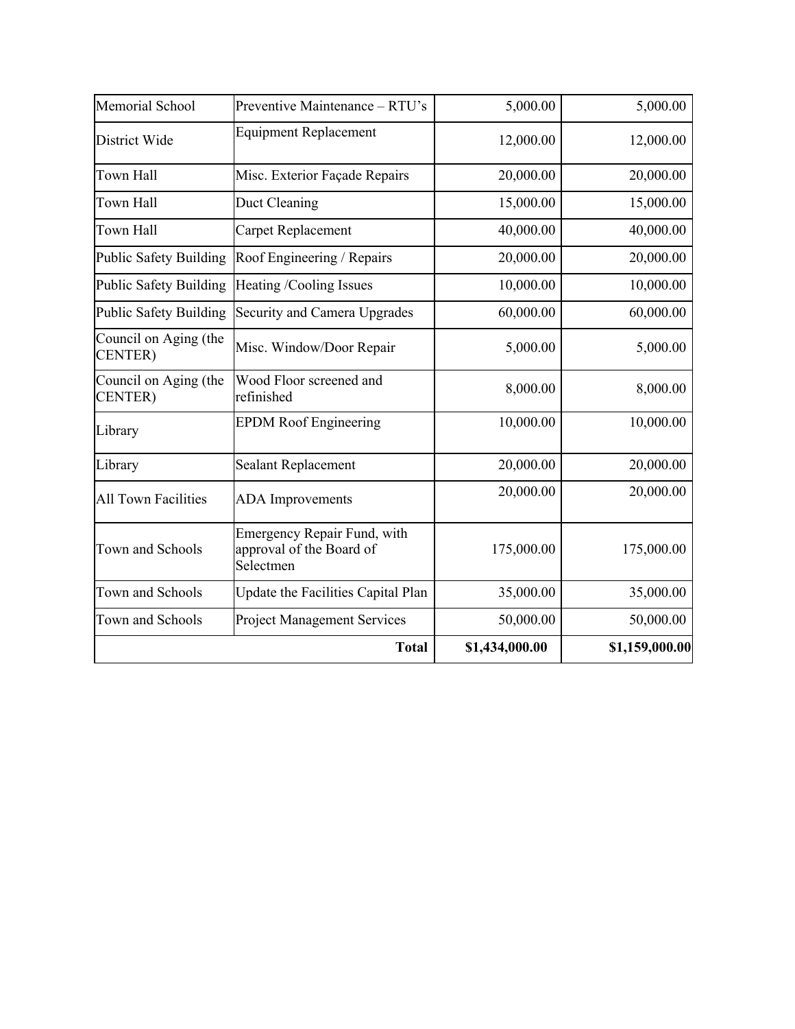| | | | |
|---|---|---|---|
| Memorial School | Preventive Maintenance – RTU's | 5,000.00 | 5,000.00 |
| District Wide | Equipment Replacement | 12,000.00 | 12,000.00 |
| Town Hall | Misc. Exterior Façade Repairs | 20,000.00 | 20,000.00 |
| Town Hall | Duct Cleaning | 15,000.00 | 15,000.00 |
| Town Hall | Carpet Replacement | 40,000.00 | 40,000.00 |
| Public Safety Building | Roof Engineering / Repairs | 20,000.00 | 20,000.00 |
| Public Safety Building | Heating /Cooling Issues | 10,000.00 | 10,000.00 |
| Public Safety Building | Security and Camera Upgrades | 60,000.00 | 60,000.00 |
| Council on Aging (the CENTER) | Misc. Window/Door Repair | 5,000.00 | 5,000.00 |
| Council on Aging (the CENTER) | Wood Floor screened and refinished | 8,000.00 | 8,000.00 |
| Library | EPDM Roof Engineering | 10,000.00 | 10,000.00 |
| Library | Sealant Replacement | 20,000.00 | 20,000.00 |
| All Town Facilities | ADA Improvements | 20,000.00 | 20,000.00 |
| Town and Schools | Emergency Repair Fund, with approval of the Board of Selectmen | 175,000.00 | 175,000.00 |
| Town and Schools | Update the Facilities Capital Plan | 35,000.00 | 35,000.00 |
| Town and Schools | Project Management Services | 50,000.00 | 50,000.00 |
| | **Total** | **$1,434,000.00** | **$1,159,000.00** |